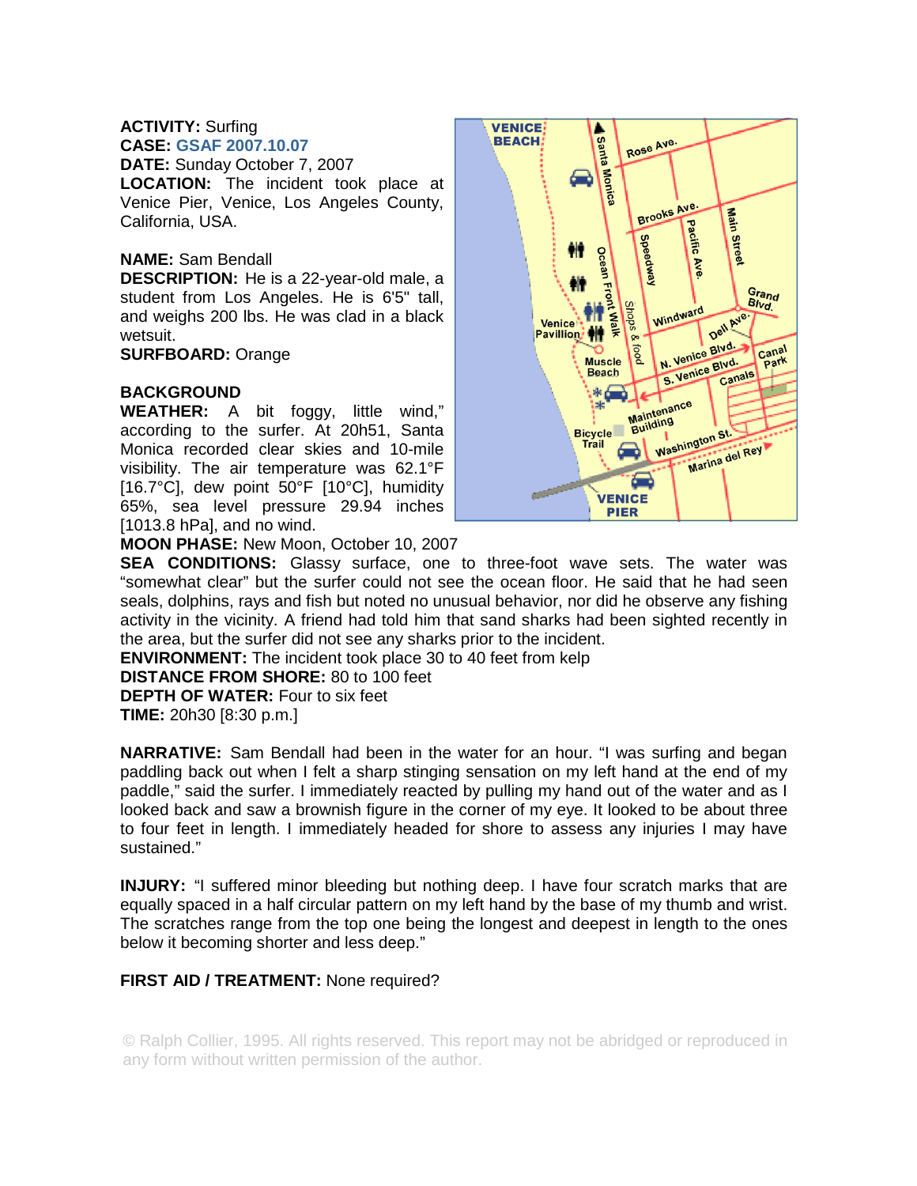**ACTIVITY:** Surfing
**CASE:** GSAF 2007.10.07
**DATE:** Sunday October 7, 2007
**LOCATION:** The incident took place at Venice Pier, Venice, Los Angeles County, California, USA.

**NAME:** Sam Bendall
**DESCRIPTION:** He is a 22-year-old male, a student from Los Angeles. He is 6'5" tall, and weighs 200 lbs. He was clad in a black wetsuit.
**SURFBOARD:** Orange

**BACKGROUND**
**WEATHER:** A bit foggy, little wind," according to the surfer. At 20h51, Santa Monica recorded clear skies and 10-mile visibility. The air temperature was 62.1°F [16.7°C], dew point 50°F [10°C], humidity 65%, sea level pressure 29.94 inches [1013.8 hPa], and no wind.
**MOON PHASE:** New Moon, October 10, 2007
**SEA CONDITIONS:** Glassy surface, one to three-foot wave sets. The water was "somewhat clear" but the surfer could not see the ocean floor. He said that he had seen seals, dolphins, rays and fish but noted no unusual behavior, nor did he observe any fishing activity in the vicinity. A friend had told him that sand sharks had been sighted recently in the area, but the surfer did not see any sharks prior to the incident.
**ENVIRONMENT:** The incident took place 30 to 40 feet from kelp
**DISTANCE FROM SHORE:** 80 to 100 feet
**DEPTH OF WATER:** Four to six feet
**TIME:** 20h30 [8:30 p.m.]

**NARRATIVE:** Sam Bendall had been in the water for an hour. "I was surfing and began paddling back out when I felt a sharp stinging sensation on my left hand at the end of my paddle," said the surfer. I immediately reacted by pulling my hand out of the water and as I looked back and saw a brownish figure in the corner of my eye. It looked to be about three to four feet in length. I immediately headed for shore to assess any injuries I may have sustained."

**INJURY:** "I suffered minor bleeding but nothing deep. I have four scratch marks that are equally spaced in a half circular pattern on my left hand by the base of my thumb and wrist. The scratches range from the top one being the longest and deepest in length to the ones below it becoming shorter and less deep."

**FIRST AID / TREATMENT:** None required?

© Ralph Collier, 1995. All rights reserved. This report may not be abridged or reproduced in any form without written permission of the author.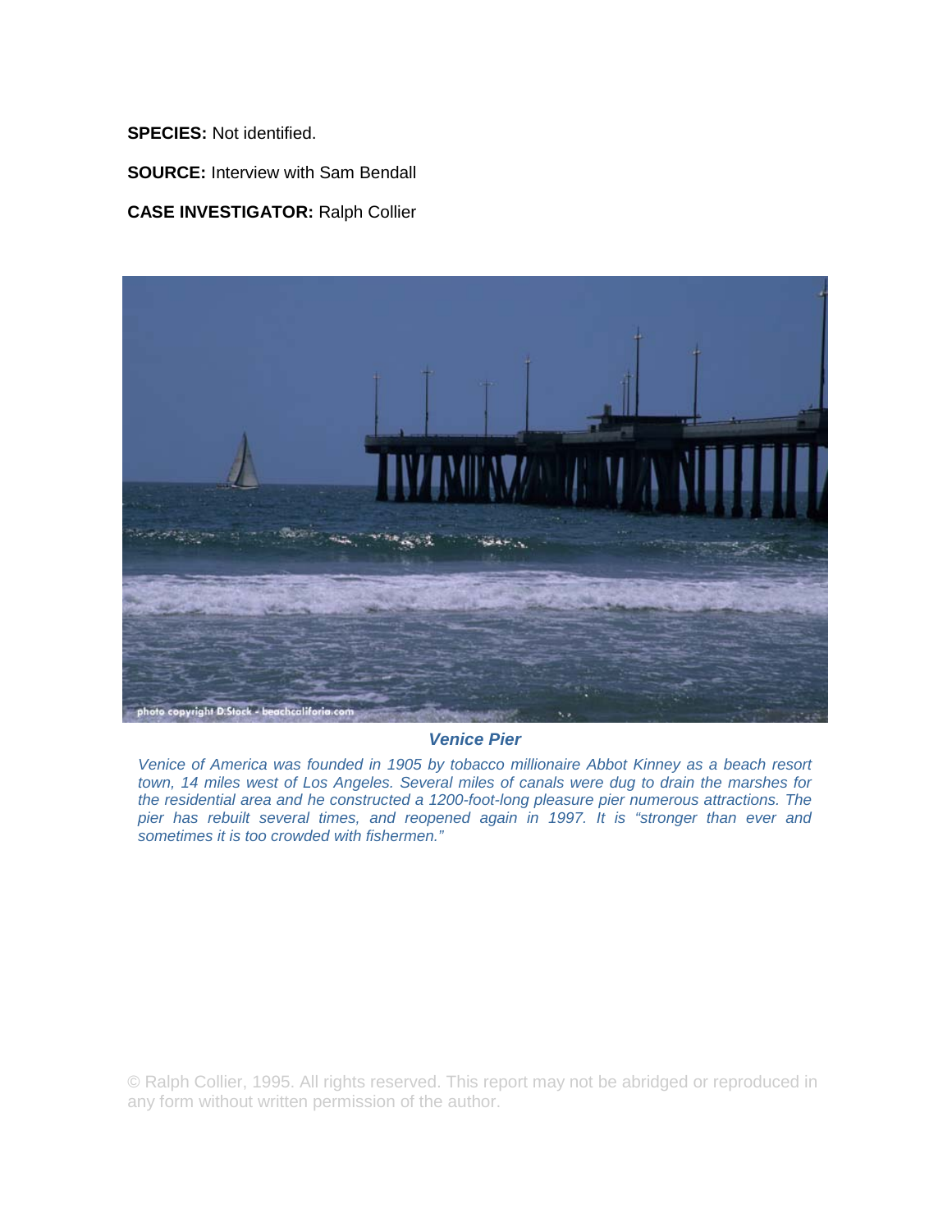**SPECIES:** Not identified.

**SOURCE:** Interview with Sam Bendall

**CASE INVESTIGATOR:** Ralph Collier

***Venice Pier***

*Venice of America was founded in 1905 by tobacco millionaire Abbot Kinney as a beach resort town, 14 miles west of Los Angeles. Several miles of canals were dug to drain the marshes for the residential area and he constructed a 1200-foot-long pleasure pier numerous attractions. The pier has rebuilt several times, and reopened again in 1997. It is "stronger than ever and sometimes it is too crowded with fishermen."*

© Ralph Collier, 1995. All rights reserved. This report may not be abridged or reproduced in any form without written permission of the author.